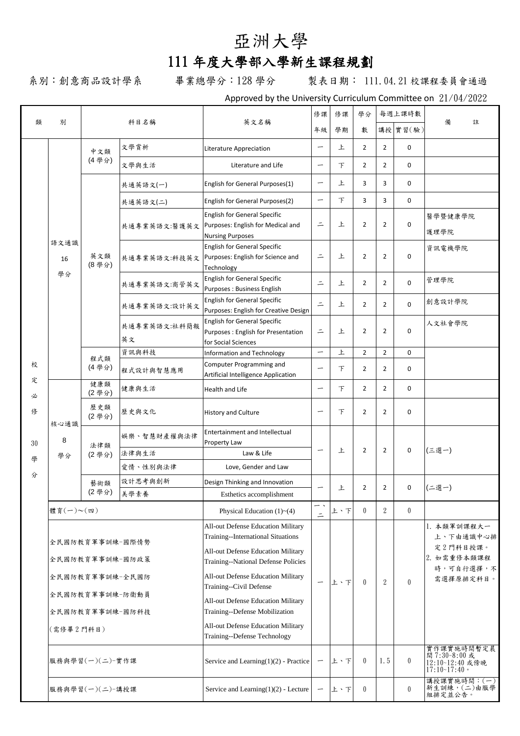# 亞洲大學

## 111 年度大學部入學新生課程規劃

系別：創意商品設計學系　　畢業總學分：128 學分　　製表日期： 111.04.21 校課程委員會通過

Approved by the University Curriculum Committee on 21/04/2022

| 類別 | | 科目名稱 | | 英文名稱 | 修課年級 | 修課學期 | 學分數 | 每週上課時數 講授 | 每週上課時數 實習(驗) | 備註 |
|---|---|---|---|---|---|---|---|---|---|---|
| 校定必修 30 學分 | 語文通識 16 學分 | 中文類 (4 學分) | 文學賞析 | Literature Appreciation | 一 | 上 | 2 | 2 | 0 | |
| | | | 文學與生活 | Literature and Life | 一 | 下 | 2 | 2 | 0 | |
| | | 英文類 (8 學分) | 共通英語文(一) | English for General Purposes(1) | 一 | 上 | 3 | 3 | 0 | |
| | | | 共通英語文(二) | English for General Purposes(2) | 一 | 下 | 3 | 3 | 0 | |
| | | | 共通專業英語文:醫護英文 | English for General Specific Purposes: English for Medical and Nursing Purposes | 二 | 上 | 2 | 2 | 0 | 醫學暨健康學院 護理學院 |
| | | | 共通專業英語文:科技英文 | English for General Specific Purposes: English for Science and Technology | 二 | 上 | 2 | 2 | 0 | 資訊電機學院 |
| | | | 共通專業英語文:商管英文 | English for General Specific Purposes : Business English | 二 | 上 | 2 | 2 | 0 | 管理學院 |
| | | | 共通專業英語文:設計英文 | English for General Specific Purposes: English for Creative Design | 二 | 上 | 2 | 2 | 0 | 創意設計學院 |
| | | | 共通專業英語文:社科簡報英文 | English for General Specific Purposes : English for Presentation for Social Sciences | 二 | 上 | 2 | 2 | 0 | 人文社會學院 |
| | | 程式類 (4 學分) | 資訊與科技 | Information and Technology | 一 | 上 | 2 | 2 | 0 | |
| | | | 程式設計與智慧應用 | Computer Programming and Artificial Intelligence Application | 一 | 下 | 2 | 2 | 0 | |
| | 核心通識 8 學分 | 健康類 (2 學分) | 健康與生活 | Health and Life | 一 | 下 | 2 | 2 | 0 | |
| | | 歷史類 (2 學分) | 歷史與文化 | History and Culture | 一 | 下 | 2 | 2 | 0 | |
| | | 法律類 (2 學分) | 娛樂、智慧財產權與法律 | Entertainment and Intellectual Property Law | 一 | 上 | 2 | 2 | 0 | (三選一) |
| | | | 法律與生活 | Law & Life | | | | | | |
| | | | 愛情、性別與法律 | Love, Gender and Law | | | | | | |
| | | 藝術類 (2 學分) | 設計思考與創新 | Design Thinking and Innovation | 一 | 上 | 2 | 2 | 0 | (二選一) |
| | | | 美學素養 | Esthetics accomplishment | | | | | | |
| | 體育(一)~(四) | | | Physical Education (1)~(4) | 一、二 | 上、下 | 0 | 2 | 0 | |
| | 全民國防教育軍事訓練-國際情勢<br>全民國防教育軍事訓練-國防政策<br>全民國防教育軍事訓練-全民國防<br>全民國防教育軍事訓練-防衛動員<br>全民國防教育軍事訓練-國防科技<br>(需修畢 2 門科目) | | | All-out Defense Education Military Training--International Situations<br>All-out Defense Education Military Training--National Defense Policies<br>All-out Defense Education Military Training--Civil Defense<br>All-out Defense Education Military Training--Defense Mobilization<br>All-out Defense Education Military Training--Defense Technology | 一 | 上、下 | 0 | 2 | 0 | 1. 本類軍訓課程大一上、下由通識中心排定 2 門科目授課。<br>2. 如需重修本類課程時，可自行選擇，不需選擇原排定科目。 |
| | 服務與學習(一)(二)-實作課 | | | Service and Learning(1)(2) - Practice | 一 | 上、下 | 0 | 1.5 | 0 | 實作課實施時間暫定晨間 7:30~8:00 或 12:10~12:40 或傍晚 17:10~17:40。 |
| | 服務與學習(一)(二)-講授課 | | | Service and Learning(1)(2) - Lecture | 一 | 上、下 | 0 | | 0 | 講授課實施時間：(一)新生訓練，(二)由服學組排定並公告。 |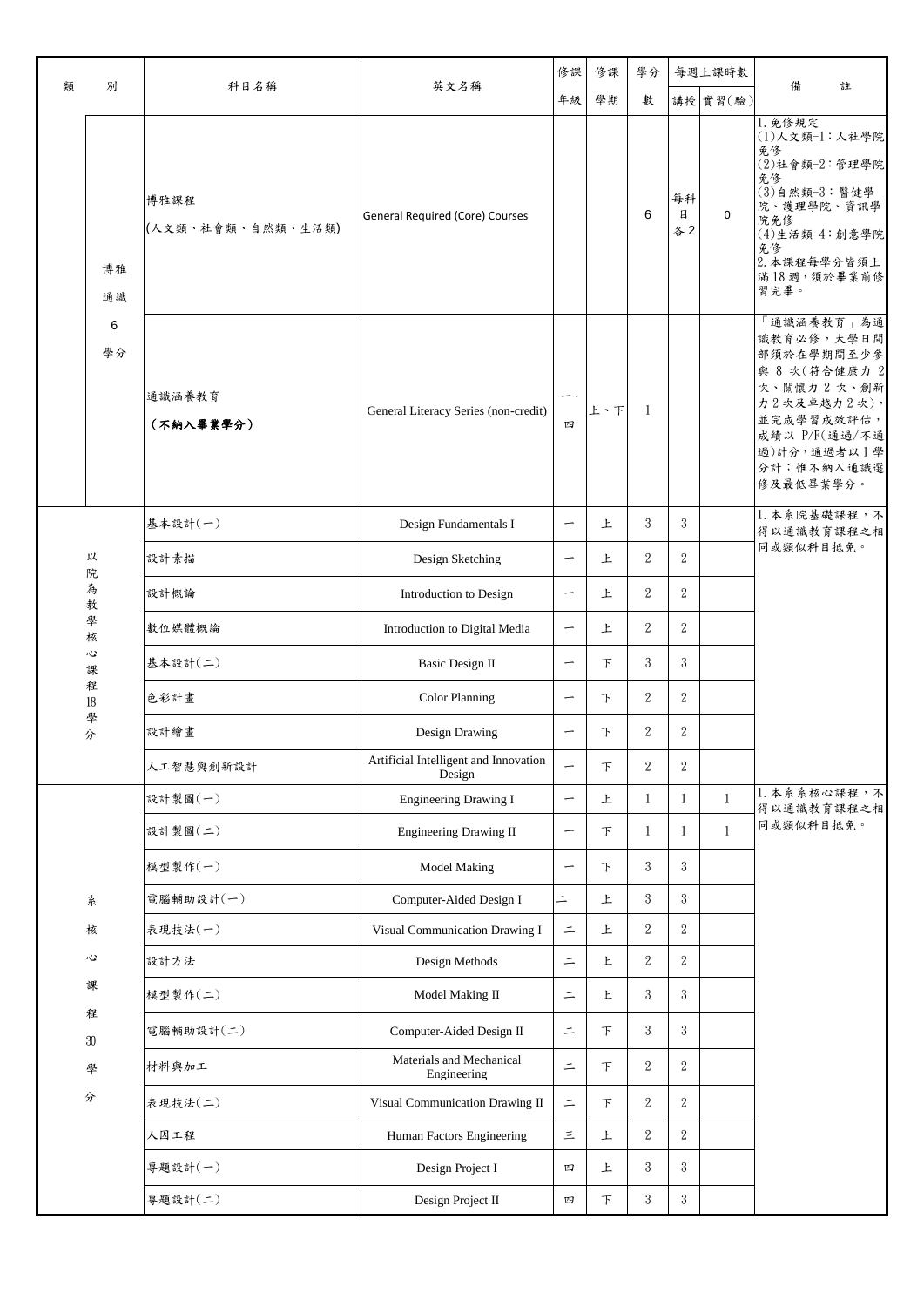| 類別 | | 科目名稱 | 英文名稱 | 修課年級 | 修課學期 | 學分數 | 每週上課時數 | | 備註 |
|---|---|---|---|---|---|---|---|---|---|
| | | | | | | | 講授 | 實習(驗) | |
| 博雅通識 6 學分 | | 博雅課程 (人文類、社會類、自然類、生活類) | General Required (Core) Courses | | | 6 | 每科目各2 | 0 | 1.免修規定 (1)人文類-1：人社學院免修 (2)社會類-2：管理學院免修 (3)自然類-3：醫健學院、護理學院、資訊學院免修 (4)生活類-4：創意學院免修 2.本課程每學分皆須上滿18週，須於畢業前修習完畢。 |
| | | 通識涵養教育 **(不納入畢業學分)** | General Literacy Series (non-credit) | 一~四 | 上、下 | 1 | | | 「通識涵養教育」為通識教育必修，大學日間部須於在學期間至少參與8次(符合健康力2次、關懷力2次、創新力2次及卓越力2次)，並完成學習成效評估，成績以P/F(通過/不通過)計分，通過者以1學分計；惟不納入通識選修及最低畢業學分。 |
| 以院為教學核心課程 18 學分 | | 基本設計(一) | Design Fundamentals I | 一 | 上 | 3 | 3 | | 1.本系院基礎課程，不得以通識教育課程之相同或類似科目抵免。 |
| | | 設計素描 | Design Sketching | 一 | 上 | 2 | 2 | | |
| | | 設計概論 | Introduction to Design | 一 | 上 | 2 | 2 | | |
| | | 數位媒體概論 | Introduction to Digital Media | 一 | 上 | 2 | 2 | | |
| | | 基本設計(二) | Basic Design II | 一 | 下 | 3 | 3 | | |
| | | 色彩計畫 | Color Planning | 一 | 下 | 2 | 2 | | |
| | | 設計繪畫 | Design Drawing | 一 | 下 | 2 | 2 | | |
| | | 人工智慧與創新設計 | Artificial Intelligent and Innovation Design | 一 | 下 | 2 | 2 | | |
| 系核心課程 30 學分 | | 設計製圖(一) | Engineering Drawing I | 一 | 上 | 1 | 1 | 1 | 1.本系系核心課程，不得以通識教育課程之相同或類似科目抵免。 |
| | | 設計製圖(二) | Engineering Drawing II | 一 | 下 | 1 | 1 | 1 | |
| | | 模型製作(一) | Model Making | 一 | 下 | 3 | 3 | | |
| | | 電腦輔助設計(一) | Computer-Aided Design I | 二 | 上 | 3 | 3 | | |
| | | 表現技法(一) | Visual Communication Drawing I | 二 | 上 | 2 | 2 | | |
| | | 設計方法 | Design Methods | 二 | 上 | 2 | 2 | | |
| | | 模型製作(二) | Model Making II | 二 | 上 | 3 | 3 | | |
| | | 電腦輔助設計(二) | Computer-Aided Design II | 二 | 下 | 3 | 3 | | |
| | | 材料與加工 | Materials and Mechanical Engineering | 二 | 下 | 2 | 2 | | |
| | | 表現技法(二) | Visual Communication Drawing II | 二 | 下 | 2 | 2 | | |
| | | 人因工程 | Human Factors Engineering | 三 | 上 | 2 | 2 | | |
| | | 專題設計(一) | Design Project I | 四 | 上 | 3 | 3 | | |
| | | 專題設計(二) | Design Project II | 四 | 下 | 3 | 3 | | |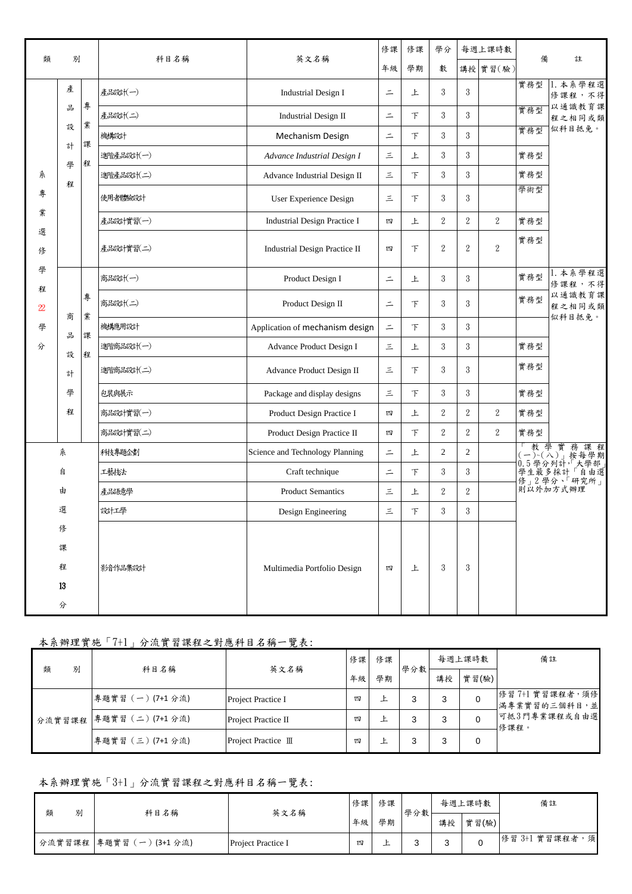| 類別 | | | 科目名稱 | 英文名稱 | 修課年級 | 修課學期 | 學分數 | 每週上課時數 講授 | 每週上課時數 實習(驗) | 備註 | |
|---|---|---|---|---|---|---|---|---|---|---|---|
| 系專業選修學程22學分 | 產品設計學程 | 專業課程 | 產品設計(一) | Industrial Design I | 二 | 上 | 3 | 3 | | 實務型 | 1. 本系學程選修課程，不得以通識教育課程之相同或類似科目抵免。 |
| | | | 產品設計(二) | Industrial Design II | 二 | 下 | 3 | 3 | | 實務型 | |
| | | | 機構設計 | Mechanism Design | 二 | 下 | 3 | 3 | | 實務型 | |
| | | | 進階產品設計(一) | *Advance Industrial Design I* | 三 | 上 | 3 | 3 | | 實務型 | |
| | | | 進階產品設計(二) | Advance Industrial Design II | 三 | 下 | 3 | 3 | | 實務型 | |
| | | | 使用者體驗設計 | User Experience Design | 三 | 下 | 3 | 3 | | 學術型 | |
| | | | 產品設計實習(一) | Industrial Design Practice I | 四 | 上 | 2 | 2 | 2 | 實務型 | |
| | | | 產品設計實習(二) | Industrial Design Practice II | 四 | 下 | 2 | 2 | 2 | 實務型 | |
| | 商品設計學程 | 專業課程 | 商品設計(一) | Product Design I | 二 | 上 | 3 | 3 | | 實務型 | 1. 本系學程選修課程，不得以通識教育課程之相同或類似科目抵免。 |
| | | | 商品設計(二) | Product Design II | 二 | 下 | 3 | 3 | | 實務型 | |
| | | | 機構應用設計 | Application of mechanism design | 二 | 下 | 3 | 3 | | | |
| | | | 進階商品設計(一) | Advance Product Design I | 三 | 上 | 3 | 3 | | 實務型 | |
| | | | 進階商品設計(二) | Advance Product Design II | 三 | 下 | 3 | 3 | | 實務型 | |
| | | | 包裝與展示 | Package and display designs | 三 | 下 | 3 | 3 | | 實務型 | |
| | | | 商品設計實習(一) | Product Design Practice I | 四 | 上 | 2 | 2 | 2 | 實務型 | |
| | | | 商品設計實習(二) | Product Design Practice II | 四 | 下 | 2 | 2 | 2 | 實務型 | |
| 系自由選修課程13分 | | | 科技專題企劃 | Science and Technology Planning | 二 | 上 | 2 | 2 | | 「教學實務課程(一)~(八)」按每學期0.5學分列計，「大學部」學生最多採計「自由選修」2學分、「研究所」則以外加方式辦理 | |
| | | | 工藝技法 | Craft technique | 二 | 下 | 3 | 3 | | | |
| | | | 產品語意學 | Product Semantics | 三 | 上 | 2 | 2 | | | |
| | | | 設計工學 | Design Engineering | 三 | 下 | 3 | 3 | | | |
| | | | 影音作品集設計 | Multimedia Portfolio Design | 四 | 上 | 3 | 3 | | | |

本系辦理實施「7+1」分流實習課程之對應科目名稱一覽表:

| 類別 | 科目名稱 | 英文名稱 | 修課年級 | 修課學期 | 學分數 | 每週上課時數 講授 | 每週上課時數 實習(驗) | 備註 |
|---|---|---|---|---|---|---|---|---|
| 分流實習課程 | 專題實習（一）(7+1 分流) | Project Practice I | 四 | 上 | 3 | 3 | 0 | 修習7+1實習課程者，須修滿專業實習的三個科目，並可抵3門專業課程或自由選修課程。 |
| | 專題實習（二）(7+1 分流) | Project Practice II | 四 | 上 | 3 | 3 | 0 | |
| | 專題實習（三）(7+1 分流) | Project Practice Ⅲ | 四 | 上 | 3 | 3 | 0 | |

本系辦理實施「3+1」分流實習課程之對應科目名稱一覽表:

| 類別 | 科目名稱 | 英文名稱 | 修課年級 | 修課學期 | 學分數 | 每週上課時數 講授 | 每週上課時數 實習(驗) | 備註 |
|---|---|---|---|---|---|---|---|---|
| 分流實習課程 | 專題實習（一）(3+1 分流) | Project Practice I | 四 | 上 | 3 | 3 | 0 | 修習3+1實習課程者，須 |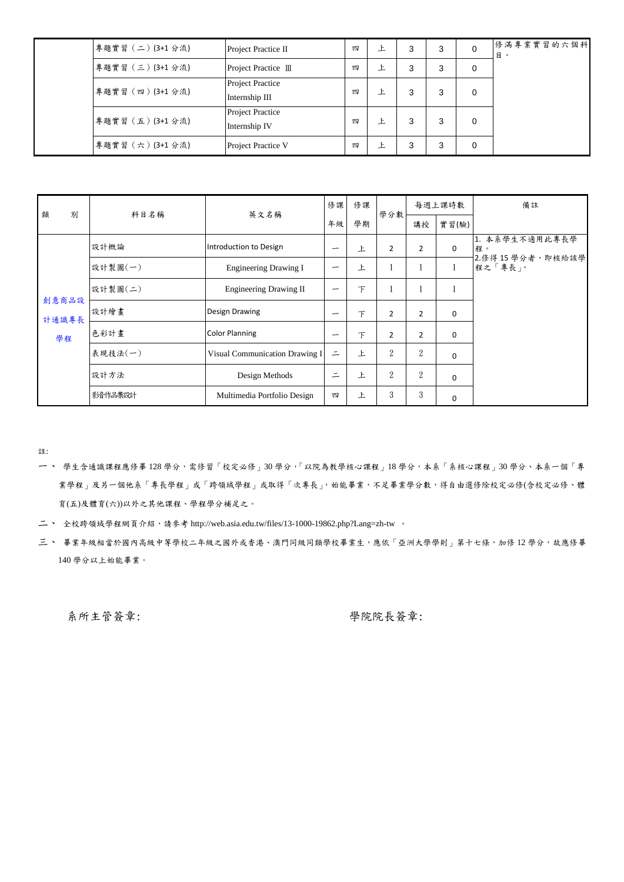| | | | | | | | | |
|---|---|---|---|---|---|---|---|---|
| | 專題實習（二）(3+1 分流) | Project Practice II | 四 | 上 | 3 | 3 | 0 | 修滿專業實習的六個科目。 |
| | 專題實習（三）(3+1 分流) | Project Practice Ⅲ | 四 | 上 | 3 | 3 | 0 | |
| | 專題實習（四）(3+1 分流) | Project Practice Internship III | 四 | 上 | 3 | 3 | 0 | |
| | 專題實習（五）(3+1 分流) | Project Practice Internship IV | 四 | 上 | 3 | 3 | 0 | |
| | 專題實習（六）(3+1 分流) | Project Practice V | 四 | 上 | 3 | 3 | 0 | |

| 類　別 | 科目名稱 | 英文名稱 | 修課年級 | 修課學期 | 學分數 | 每週上課時數 | | 備註 |
|---|---|---|---|---|---|---|---|---|
| | | | | | | 講授 | 實習(驗) | |
| 創意商品設計通識專長學程 | 設計概論 | Introduction to Design | 一 | 上 | 2 | 2 | 0 | 1. 本系學生不適用此專長學程。<br>2.修得 15 學分者，即核給該學程之「專長」。 |
| | 設計製圖(一) | Engineering Drawing I | 一 | 上 | 1 | 1 | 1 | |
| | 設計製圖(二) | Engineering Drawing II | 一 | 下 | 1 | 1 | 1 | |
| | 設計繪畫 | Design Drawing | 一 | 下 | 2 | 2 | 0 | |
| | 色彩計畫 | Color Planning | 一 | 下 | 2 | 2 | 0 | |
| | 表現技法(一) | Visual Communication Drawing I | 二 | 上 | 2 | 2 | 0 | |
| | 設計方法 | Design Methods | 二 | 上 | 2 | 2 | 0 | |
| | 影音作品集設計 | Multimedia Portfolio Design | 四 | 上 | 3 | 3 | 0 | |

註:

一、 學生含通識課程應修畢 128 學分，需修習「校定必修」30 學分，「以院為教學核心課程」18 學分，本系「系核心課程」30 學分、本系一個「專業學程」及另一個他系「專長學程」或「跨領域學程」或取得「次專長」，始能畢業，不足畢業學分數，得自由選修除校定必修(含校定必修、體育(五)及體育(六))以外之其他課程、學程學分補足之。

二、 全校跨領域學程網頁介紹，請參考 http://web.asia.edu.tw/files/13-1000-19862.php?Lang=zh-tw 。

三、 畢業年級相當於國內高級中等學校二年級之國外或香港、澳門同級同類學校畢業生，應依「亞洲大學學則」第十七條，加修 12 學分，故應修畢 140 學分以上始能畢業。

系所主管簽章:　　　　　　　　　　　　　　　　學院院長簽章: